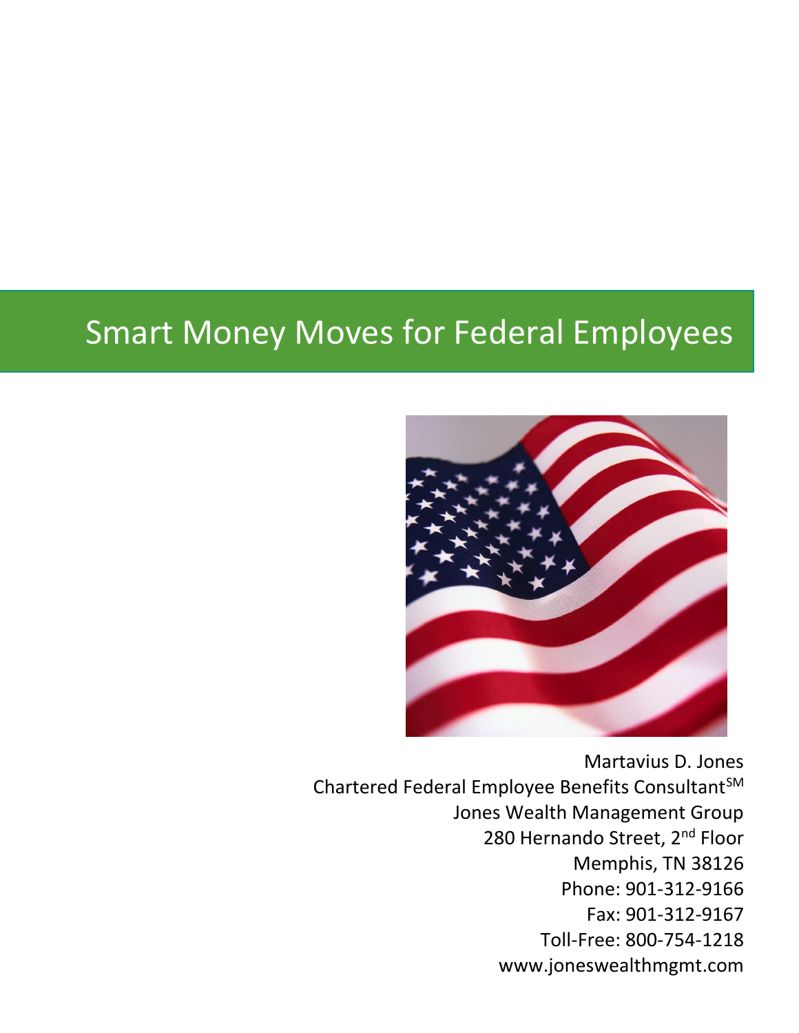# Smart Money Moves for Federal Employees

Martavius D. Jones
Chartered Federal Employee Benefits Consultant℠
Jones Wealth Management Group
280 Hernando Street, 2nd Floor
Memphis, TN 38126
Phone: 901-312-9166
Fax: 901-312-9167
Toll-Free: 800-754-1218
www.joneswealthmgmt.com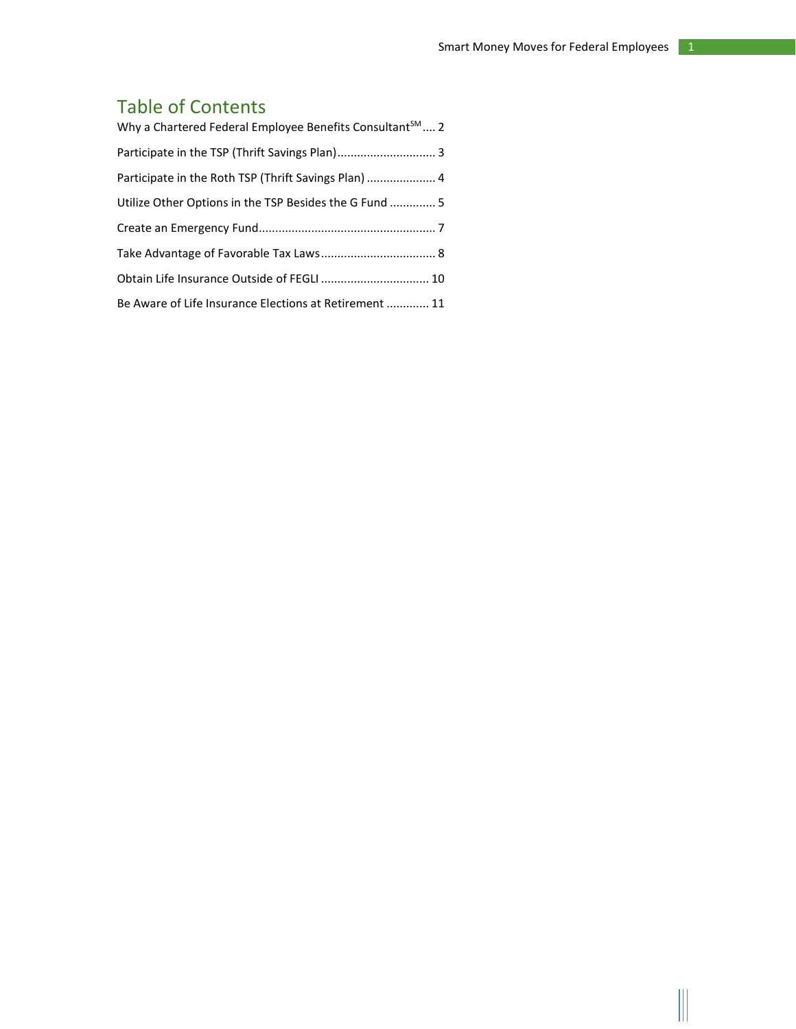# Table of Contents

Why a Chartered Federal Employee Benefits Consultant[SM] .... 2

Participate in the TSP (Thrift Savings Plan) .............................. 3

Participate in the Roth TSP (Thrift Savings Plan) ..................... 4

Utilize Other Options in the TSP Besides the G Fund ............. 5

Create an Emergency Fund ...................................................... 7

Take Advantage of Favorable Tax Laws ................................... 8

Obtain Life Insurance Outside of FEGLI ................................. 10

Be Aware of Life Insurance Elections at Retirement ............. 11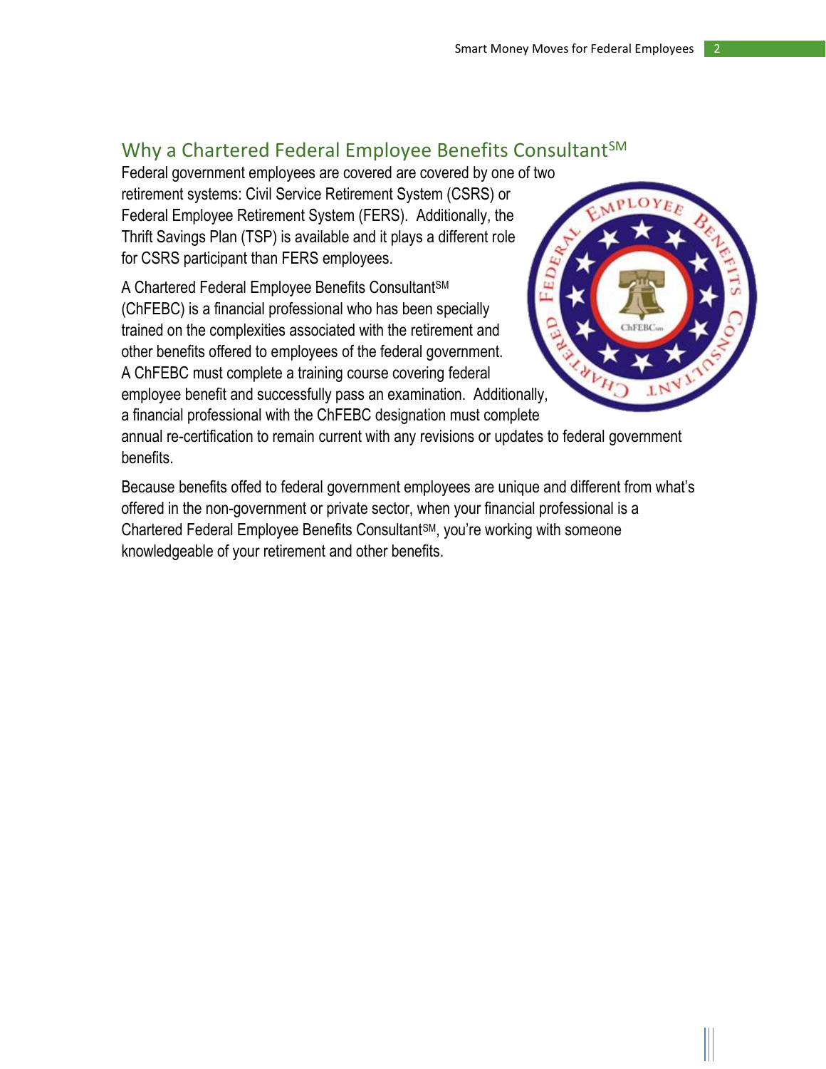## Why a Chartered Federal Employee Benefits Consultant$^{SM}$

Federal government employees are covered are covered by one of two retirement systems: Civil Service Retirement System (CSRS) or Federal Employee Retirement System (FERS). Additionally, the Thrift Savings Plan (TSP) is available and it plays a different role for CSRS participant than FERS employees.

A Chartered Federal Employee Benefits Consultant$^{SM}$ (ChFEBC) is a financial professional who has been specially trained on the complexities associated with the retirement and other benefits offered to employees of the federal government. A ChFEBC must complete a training course covering federal employee benefit and successfully pass an examination. Additionally, a financial professional with the ChFEBC designation must complete annual re-certification to remain current with any revisions or updates to federal government benefits.

Because benefits offed to federal government employees are unique and different from what's offered in the non-government or private sector, when your financial professional is a Chartered Federal Employee Benefits Consultant$^{SM}$, you're working with someone knowledgeable of your retirement and other benefits.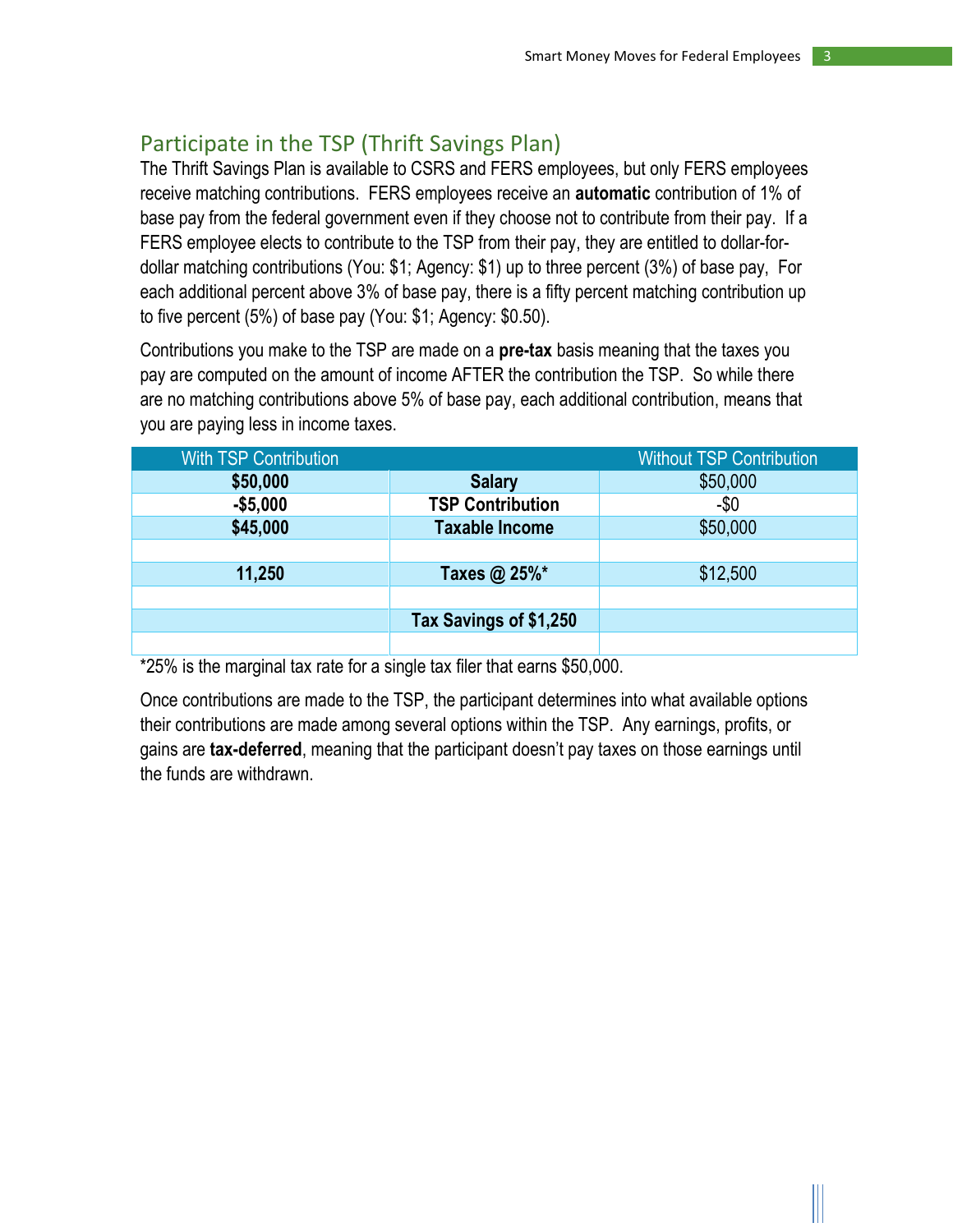## Participate in the TSP (Thrift Savings Plan)

The Thrift Savings Plan is available to CSRS and FERS employees, but only FERS employees receive matching contributions. FERS employees receive an **automatic** contribution of 1% of base pay from the federal government even if they choose not to contribute from their pay. If a FERS employee elects to contribute to the TSP from their pay, they are entitled to dollar-for-dollar matching contributions (You: $1; Agency: $1) up to three percent (3%) of base pay, For each additional percent above 3% of base pay, there is a fifty percent matching contribution up to five percent (5%) of base pay (You: $1; Agency: $0.50).

Contributions you make to the TSP are made on a **pre-tax** basis meaning that the taxes you pay are computed on the amount of income AFTER the contribution the TSP. So while there are no matching contributions above 5% of base pay, each additional contribution, means that you are paying less in income taxes.

| With TSP Contribution | | Without TSP Contribution |
|---|---|---|
| **$50,000** | **Salary** | $50,000 |
| **-$5,000** | **TSP Contribution** | -$0 |
| **$45,000** | **Taxable Income** | $50,000 |
| | | |
| **11,250** | **Taxes @ 25%*** | $12,500 |
| | | |
| | **Tax Savings of $1,250** | |
| | | |

*25% is the marginal tax rate for a single tax filer that earns $50,000.

Once contributions are made to the TSP, the participant determines into what available options their contributions are made among several options within the TSP. Any earnings, profits, or gains are **tax-deferred**, meaning that the participant doesn't pay taxes on those earnings until the funds are withdrawn.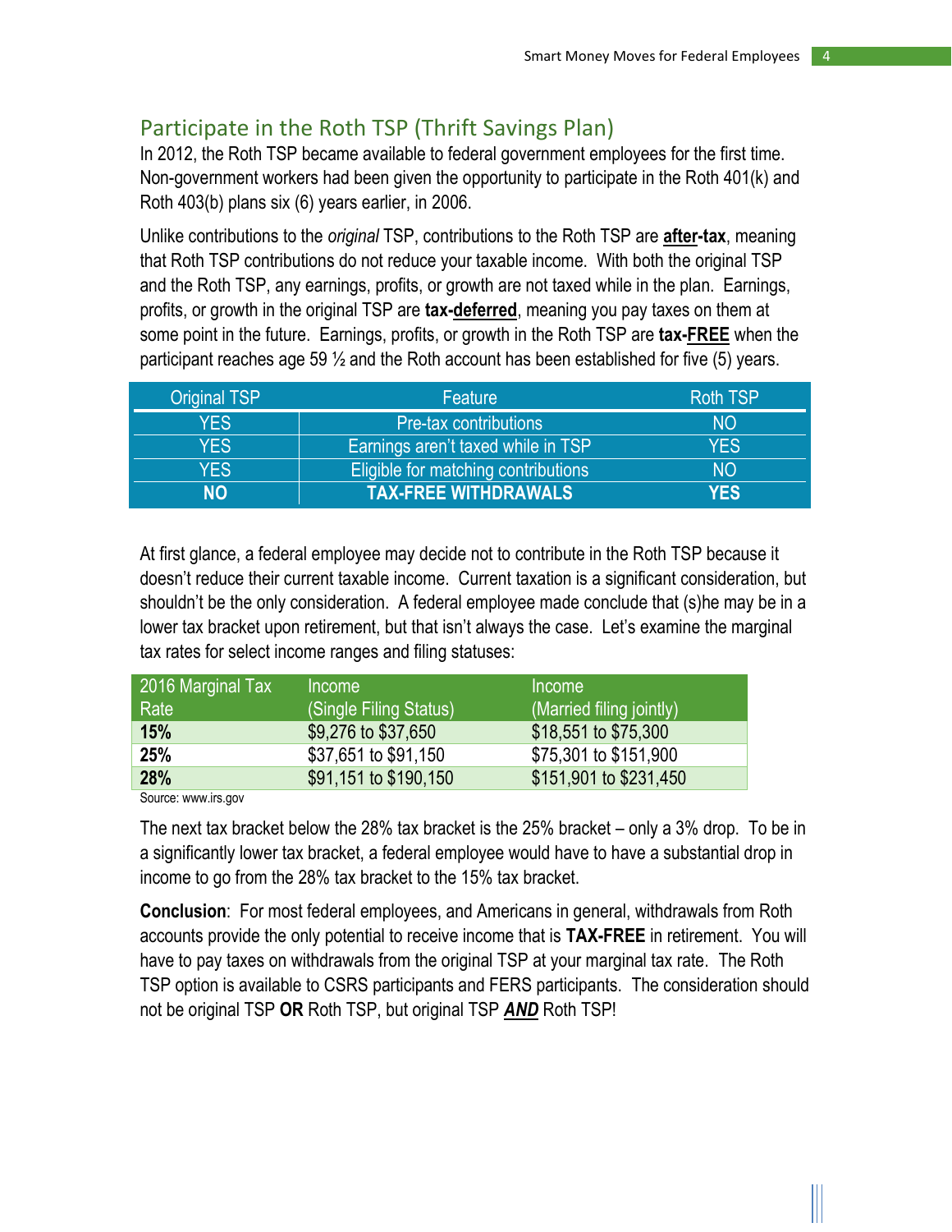## Participate in the Roth TSP (Thrift Savings Plan)

In 2012, the Roth TSP became available to federal government employees for the first time. Non-government workers had been given the opportunity to participate in the Roth 401(k) and Roth 403(b) plans six (6) years earlier, in 2006.

Unlike contributions to the *original* TSP, contributions to the Roth TSP are **after-tax**, meaning that Roth TSP contributions do not reduce your taxable income. With both the original TSP and the Roth TSP, any earnings, profits, or growth are not taxed while in the plan. Earnings, profits, or growth in the original TSP are **tax-deferred**, meaning you pay taxes on them at some point in the future. Earnings, profits, or growth in the Roth TSP are **tax-FREE** when the participant reaches age 59 ½ and the Roth account has been established for five (5) years.

| Original TSP | Feature | Roth TSP |
|---|---|---|
| YES | Pre-tax contributions | NO |
| YES | Earnings aren't taxed while in TSP | YES |
| YES | Eligible for matching contributions | NO |
| **NO** | **TAX-FREE WITHDRAWALS** | **YES** |

At first glance, a federal employee may decide not to contribute in the Roth TSP because it doesn't reduce their current taxable income. Current taxation is a significant consideration, but shouldn't be the only consideration. A federal employee made conclude that (s)he may be in a lower tax bracket upon retirement, but that isn't always the case. Let's examine the marginal tax rates for select income ranges and filing statuses:

| 2016 Marginal Tax Rate | Income (Single Filing Status) | Income (Married filing jointly) |
|---|---|---|
| **15%** | $9,276 to $37,650 | $18,551 to $75,300 |
| **25%** | $37,651 to $91,150 | $75,301 to $151,900 |
| **28%** | $91,151 to $190,150 | $151,901 to $231,450 |

Source: www.irs.gov

The next tax bracket below the 28% tax bracket is the 25% bracket – only a 3% drop. To be in a significantly lower tax bracket, a federal employee would have to have a substantial drop in income to go from the 28% tax bracket to the 15% tax bracket.

**Conclusion**: For most federal employees, and Americans in general, withdrawals from Roth accounts provide the only potential to receive income that is **TAX-FREE** in retirement. You will have to pay taxes on withdrawals from the original TSP at your marginal tax rate. The Roth TSP option is available to CSRS participants and FERS participants. The consideration should not be original TSP **OR** Roth TSP, but original TSP ***AND*** Roth TSP!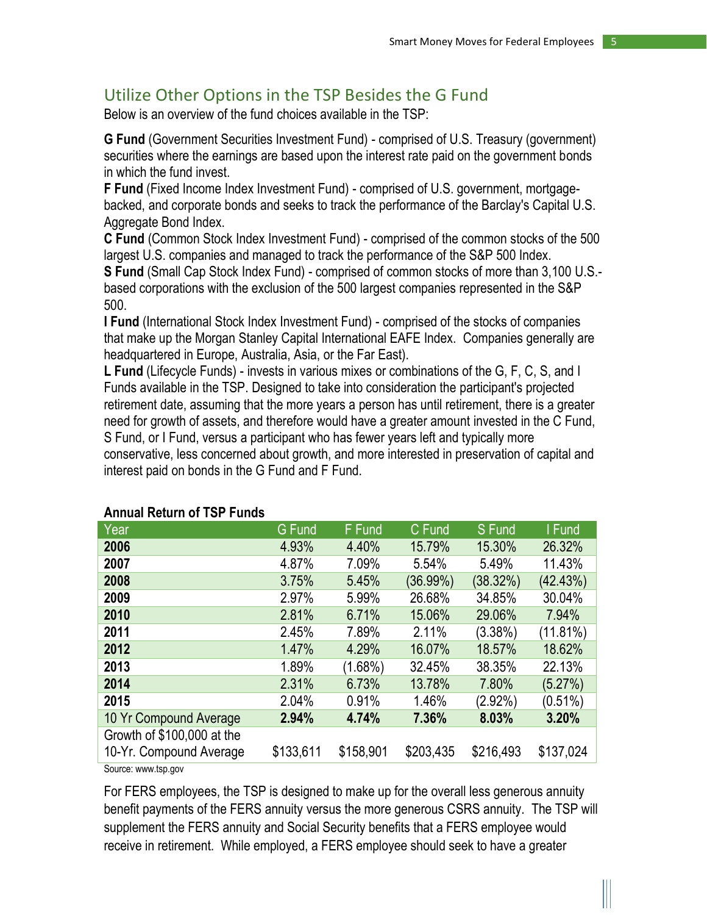## Utilize Other Options in the TSP Besides the G Fund

Below is an overview of the fund choices available in the TSP:

**G Fund** (Government Securities Investment Fund) - comprised of U.S. Treasury (government) securities where the earnings are based upon the interest rate paid on the government bonds in which the fund invest.

**F Fund** (Fixed Income Index Investment Fund) - comprised of U.S. government, mortgage-backed, and corporate bonds and seeks to track the performance of the Barclay's Capital U.S. Aggregate Bond Index.

**C Fund** (Common Stock Index Investment Fund) - comprised of the common stocks of the 500 largest U.S. companies and managed to track the performance of the S&P 500 Index.

**S Fund** (Small Cap Stock Index Fund) - comprised of common stocks of more than 3,100 U.S.-based corporations with the exclusion of the 500 largest companies represented in the S&P 500.

**I Fund** (International Stock Index Investment Fund) - comprised of the stocks of companies that make up the Morgan Stanley Capital International EAFE Index. Companies generally are headquartered in Europe, Australia, Asia, or the Far East).

**L Fund** (Lifecycle Funds) - invests in various mixes or combinations of the G, F, C, S, and I Funds available in the TSP. Designed to take into consideration the participant's projected retirement date, assuming that the more years a person has until retirement, there is a greater need for growth of assets, and therefore would have a greater amount invested in the C Fund, S Fund, or I Fund, versus a participant who has fewer years left and typically more conservative, less concerned about growth, and more interested in preservation of capital and interest paid on bonds in the G Fund and F Fund.

**Annual Return of TSP Funds**

| Year | G Fund | F Fund | C Fund | S Fund | I Fund |
|---|---|---|---|---|---|
| **2006** | 4.93% | 4.40% | 15.79% | 15.30% | 26.32% |
| **2007** | 4.87% | 7.09% | 5.54% | 5.49% | 11.43% |
| **2008** | 3.75% | 5.45% | (36.99%) | (38.32%) | (42.43%) |
| **2009** | 2.97% | 5.99% | 26.68% | 34.85% | 30.04% |
| **2010** | 2.81% | 6.71% | 15.06% | 29.06% | 7.94% |
| **2011** | 2.45% | 7.89% | 2.11% | (3.38%) | (11.81%) |
| **2012** | 1.47% | 4.29% | 16.07% | 18.57% | 18.62% |
| **2013** | 1.89% | (1.68%) | 32.45% | 38.35% | 22.13% |
| **2014** | 2.31% | 6.73% | 13.78% | 7.80% | (5.27%) |
| **2015** | 2.04% | 0.91% | 1.46% | (2.92%) | (0.51%) |
| 10 Yr Compound Average | **2.94%** | **4.74%** | **7.36%** | **8.03%** | **3.20%** |
| Growth of $100,000 at the 10-Yr. Compound Average | $133,611 | $158,901 | $203,435 | $216,493 | $137,024 |

Source: www.tsp.gov

For FERS employees, the TSP is designed to make up for the overall less generous annuity benefit payments of the FERS annuity versus the more generous CSRS annuity. The TSP will supplement the FERS annuity and Social Security benefits that a FERS employee would receive in retirement. While employed, a FERS employee should seek to have a greater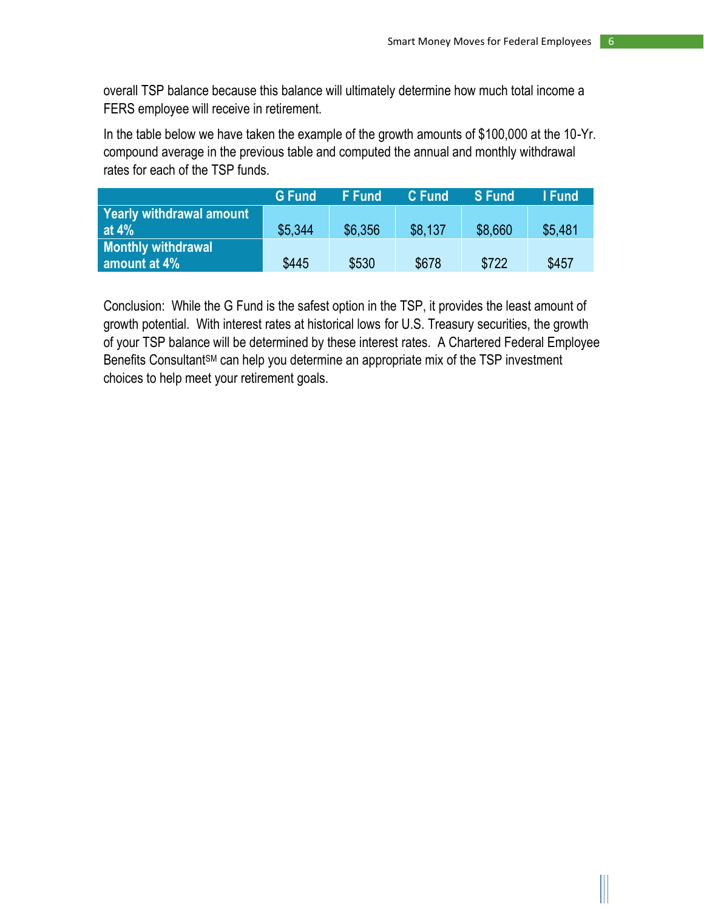overall TSP balance because this balance will ultimately determine how much total income a FERS employee will receive in retirement.

In the table below we have taken the example of the growth amounts of $100,000 at the 10-Yr. compound average in the previous table and computed the annual and monthly withdrawal rates for each of the TSP funds.

| | G Fund | F Fund | C Fund | S Fund | I Fund |
|---|---|---|---|---|---|
| Yearly withdrawal amount at 4% | $5,344 | $6,356 | $8,137 | $8,660 | $5,481 |
| Monthly withdrawal amount at 4% | $445 | $530 | $678 | $722 | $457 |

Conclusion: While the G Fund is the safest option in the TSP, it provides the least amount of growth potential. With interest rates at historical lows for U.S. Treasury securities, the growth of your TSP balance will be determined by these interest rates. A Chartered Federal Employee Benefits Consultant[SM] can help you determine an appropriate mix of the TSP investment choices to help meet your retirement goals.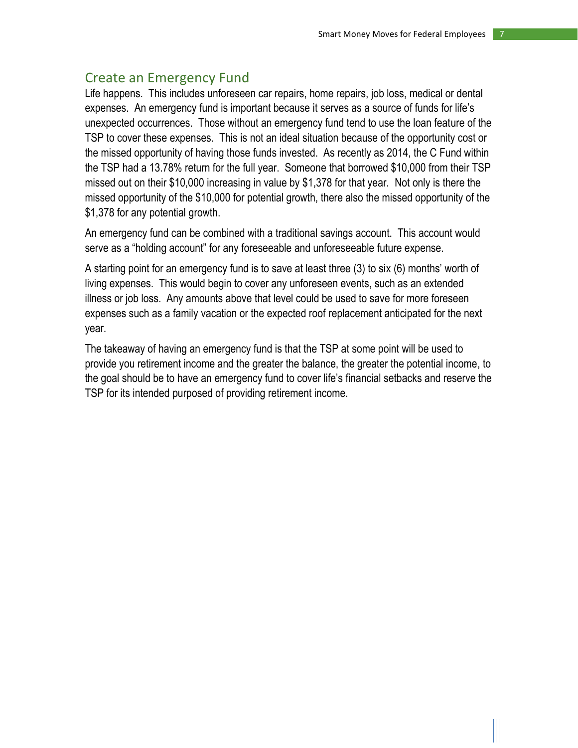## Create an Emergency Fund

Life happens. This includes unforeseen car repairs, home repairs, job loss, medical or dental expenses. An emergency fund is important because it serves as a source of funds for life's unexpected occurrences. Those without an emergency fund tend to use the loan feature of the TSP to cover these expenses. This is not an ideal situation because of the opportunity cost or the missed opportunity of having those funds invested. As recently as 2014, the C Fund within the TSP had a 13.78% return for the full year. Someone that borrowed $10,000 from their TSP missed out on their $10,000 increasing in value by $1,378 for that year. Not only is there the missed opportunity of the $10,000 for potential growth, there also the missed opportunity of the $1,378 for any potential growth.

An emergency fund can be combined with a traditional savings account. This account would serve as a "holding account" for any foreseeable and unforeseeable future expense.

A starting point for an emergency fund is to save at least three (3) to six (6) months' worth of living expenses. This would begin to cover any unforeseen events, such as an extended illness or job loss. Any amounts above that level could be used to save for more foreseen expenses such as a family vacation or the expected roof replacement anticipated for the next year.

The takeaway of having an emergency fund is that the TSP at some point will be used to provide you retirement income and the greater the balance, the greater the potential income, to the goal should be to have an emergency fund to cover life's financial setbacks and reserve the TSP for its intended purposed of providing retirement income.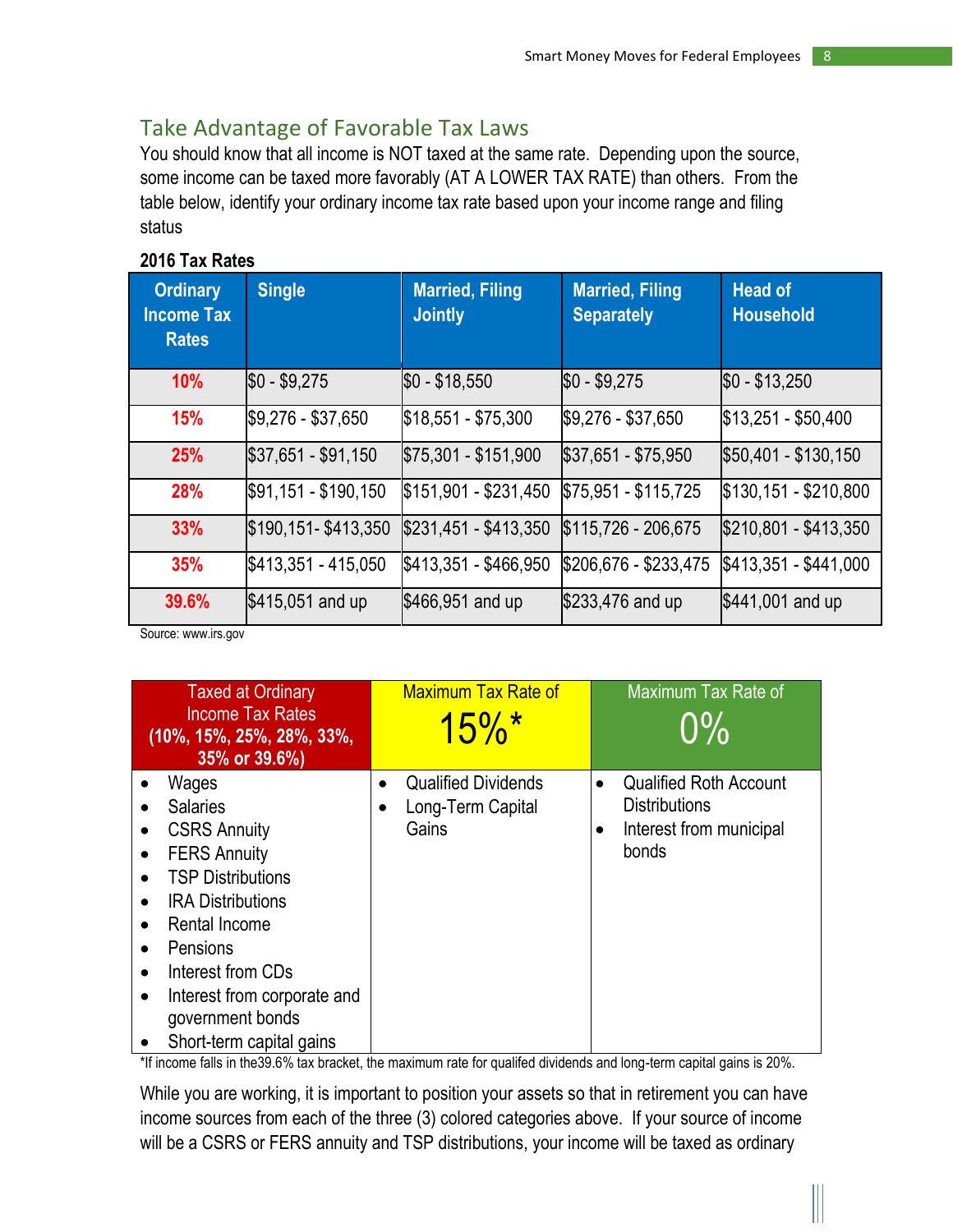## Take Advantage of Favorable Tax Laws

You should know that all income is NOT taxed at the same rate. Depending upon the source, some income can be taxed more favorably (AT A LOWER TAX RATE) than others. From the table below, identify your ordinary income tax rate based upon your income range and filing status

**2016 Tax Rates**

| Ordinary Income Tax Rates | Single | Married, Filing Jointly | Married, Filing Separately | Head of Household |
|---|---|---|---|---|
| 10% | $0 - $9,275 | $0 - $18,550 | $0 - $9,275 | $0 - $13,250 |
| 15% | $9,276 - $37,650 | $18,551 - $75,300 | $9,276 - $37,650 | $13,251 - $50,400 |
| 25% | $37,651 - $91,150 | $75,301 - $151,900 | $37,651 - $75,950 | $50,401 - $130,150 |
| 28% | $91,151 - $190,150 | $151,901 - $231,450 | $75,951 - $115,725 | $130,151 - $210,800 |
| 33% | $190,151- $413,350 | $231,451 - $413,350 | $115,726 - 206,675 | $210,801 - $413,350 |
| 35% | $413,351 - 415,050 | $413,351 - $466,950 | $206,676 - $233,475 | $413,351 - $441,000 |
| 39.6% | $415,051 and up | $466,951 and up | $233,476 and up | $441,001 and up |

Source: www.irs.gov

| Taxed at Ordinary Income Tax Rates **(10%, 15%, 25%, 28%, 33%, 35% or 39.6%)** | Maximum Tax Rate of 15%* | Maximum Tax Rate of 0% |
|---|---|---|
| • Wages<br>• Salaries<br>• CSRS Annuity<br>• FERS Annuity<br>• TSP Distributions<br>• IRA Distributions<br>• Rental Income<br>• Pensions<br>• Interest from CDs<br>• Interest from corporate and government bonds<br>• Short-term capital gains | • Qualified Dividends<br>• Long-Term Capital Gains | • Qualified Roth Account Distributions<br>• Interest from municipal bonds |

*If income falls in the39.6% tax bracket, the maximum rate for qualifed dividends and long-term capital gains is 20%.

While you are working, it is important to position your assets so that in retirement you can have income sources from each of the three (3) colored categories above. If your source of income will be a CSRS or FERS annuity and TSP distributions, your income will be taxed as ordinary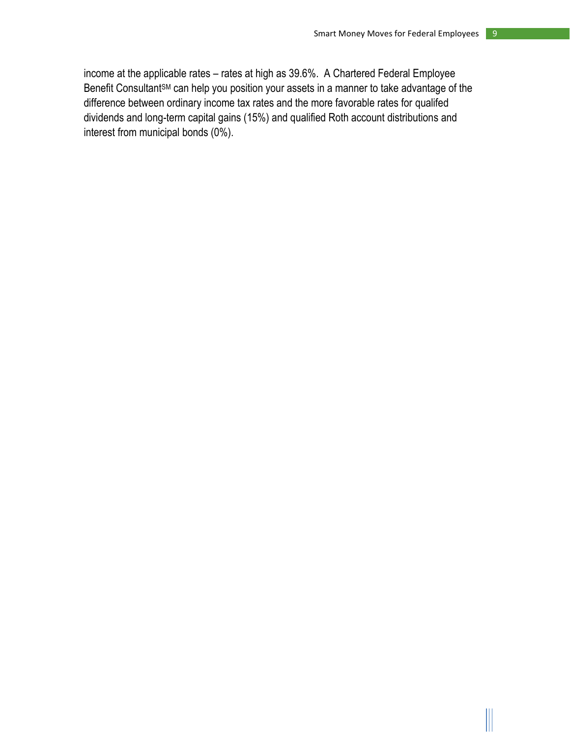income at the applicable rates – rates at high as 39.6%. A Chartered Federal Employee Benefit Consultant℠ can help you position your assets in a manner to take advantage of the difference between ordinary income tax rates and the more favorable rates for qualifed dividends and long-term capital gains (15%) and qualified Roth account distributions and interest from municipal bonds (0%).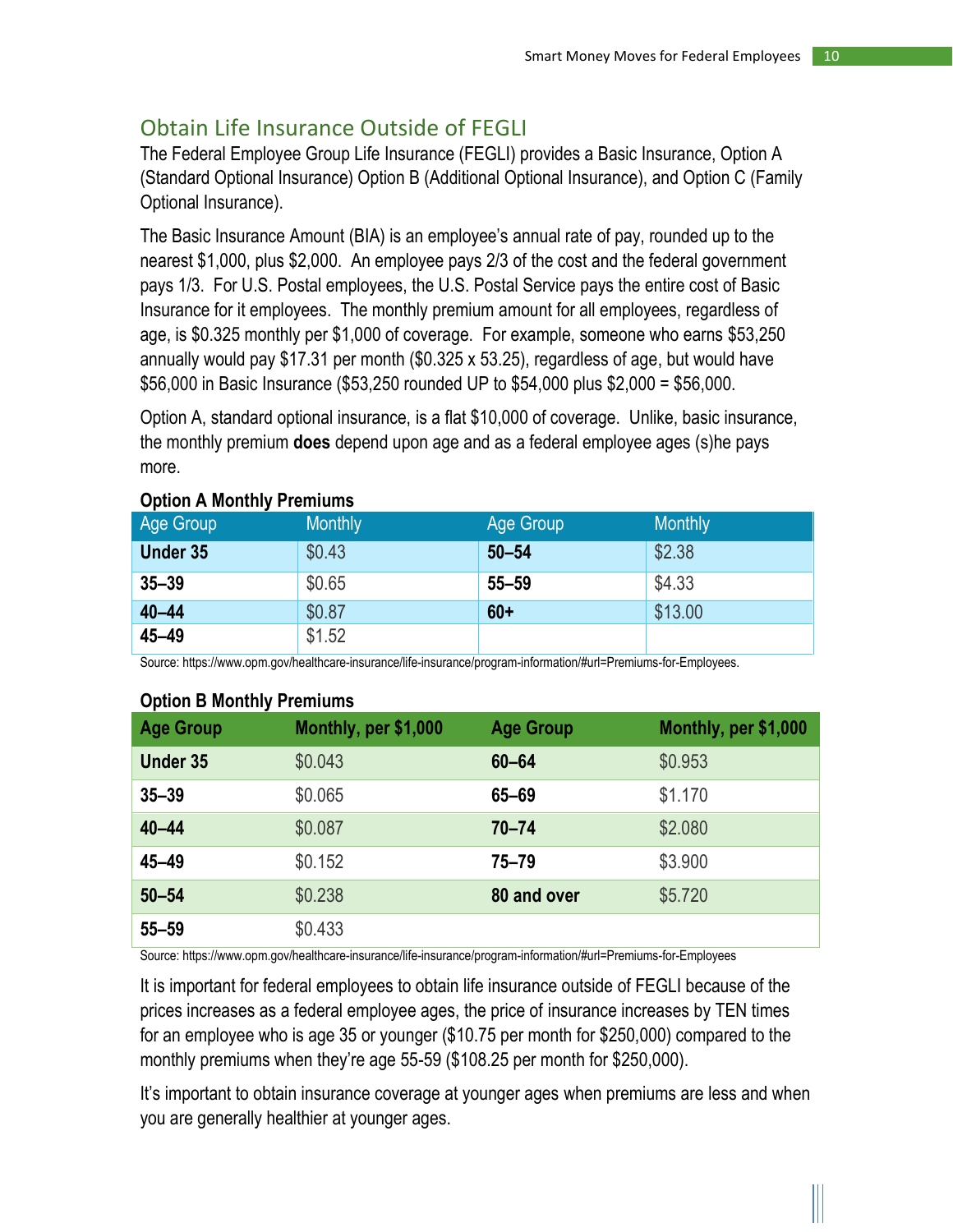## Obtain Life Insurance Outside of FEGLI

The Federal Employee Group Life Insurance (FEGLI) provides a Basic Insurance, Option A (Standard Optional Insurance) Option B (Additional Optional Insurance), and Option C (Family Optional Insurance).

The Basic Insurance Amount (BIA) is an employee's annual rate of pay, rounded up to the nearest $1,000, plus $2,000. An employee pays 2/3 of the cost and the federal government pays 1/3. For U.S. Postal employees, the U.S. Postal Service pays the entire cost of Basic Insurance for it employees. The monthly premium amount for all employees, regardless of age, is $0.325 monthly per $1,000 of coverage. For example, someone who earns $53,250 annually would pay $17.31 per month ($0.325 x 53.25), regardless of age, but would have $56,000 in Basic Insurance ($53,250 rounded UP to $54,000 plus $2,000 = $56,000.

Option A, standard optional insurance, is a flat $10,000 of coverage. Unlike, basic insurance, the monthly premium **does** depend upon age and as a federal employee ages (s)he pays more.

**Option A Monthly Premiums**

| Age Group | Monthly | Age Group | Monthly |
|---|---|---|---|
| **Under 35** | $0.43 | **50–54** | $2.38 |
| **35–39** | $0.65 | **55–59** | $4.33 |
| **40–44** | $0.87 | **60+** | $13.00 |
| **45–49** | $1.52 | | |

Source: https://www.opm.gov/healthcare-insurance/life-insurance/program-information/#url=Premiums-for-Employees.

**Option B Monthly Premiums**

| Age Group | Monthly, per $1,000 | Age Group | Monthly, per $1,000 |
|---|---|---|---|
| **Under 35** | $0.043 | **60–64** | $0.953 |
| **35–39** | $0.065 | **65–69** | $1.170 |
| **40–44** | $0.087 | **70–74** | $2.080 |
| **45–49** | $0.152 | **75–79** | $3.900 |
| **50–54** | $0.238 | **80 and over** | $5.720 |
| **55–59** | $0.433 | | |

Source: https://www.opm.gov/healthcare-insurance/life-insurance/program-information/#url=Premiums-for-Employees

It is important for federal employees to obtain life insurance outside of FEGLI because of the prices increases as a federal employee ages, the price of insurance increases by TEN times for an employee who is age 35 or younger ($10.75 per month for $250,000) compared to the monthly premiums when they're age 55-59 ($108.25 per month for $250,000).

It's important to obtain insurance coverage at younger ages when premiums are less and when you are generally healthier at younger ages.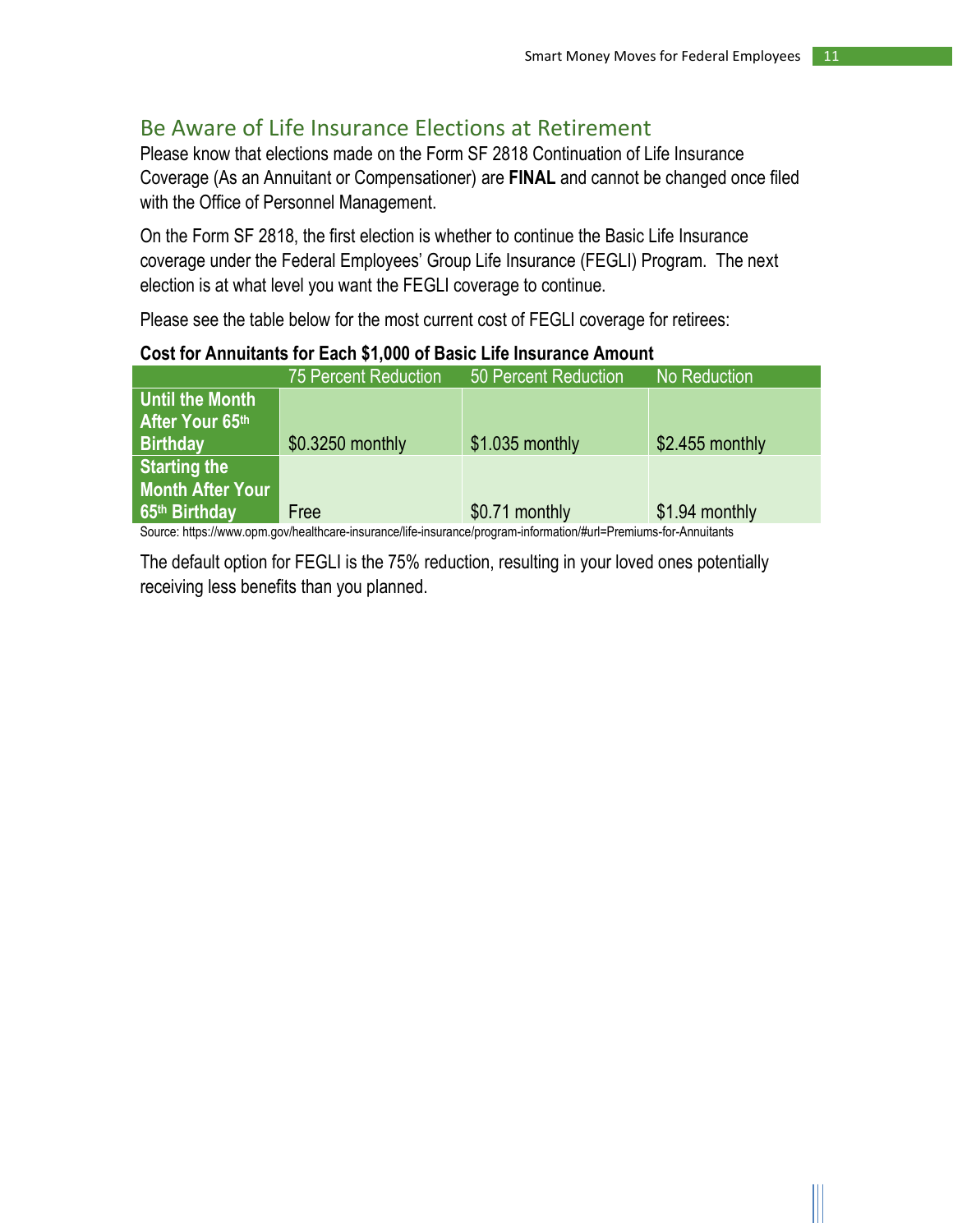## Be Aware of Life Insurance Elections at Retirement

Please know that elections made on the Form SF 2818 Continuation of Life Insurance Coverage (As an Annuitant or Compensationer) are **FINAL** and cannot be changed once filed with the Office of Personnel Management.

On the Form SF 2818, the first election is whether to continue the Basic Life Insurance coverage under the Federal Employees' Group Life Insurance (FEGLI) Program. The next election is at what level you want the FEGLI coverage to continue.

Please see the table below for the most current cost of FEGLI coverage for retirees:

**Cost for Annuitants for Each $1,000 of Basic Life Insurance Amount**

| | 75 Percent Reduction | 50 Percent Reduction | No Reduction |
|---|---|---|---|
| **Until the Month After Your 65th Birthday** | $0.3250 monthly | $1.035 monthly | $2.455 monthly |
| **Starting the Month After Your 65th Birthday** | Free | $0.71 monthly | $1.94 monthly |

Source: https://www.opm.gov/healthcare-insurance/life-insurance/program-information/#url=Premiums-for-Annuitants

The default option for FEGLI is the 75% reduction, resulting in your loved ones potentially receiving less benefits than you planned.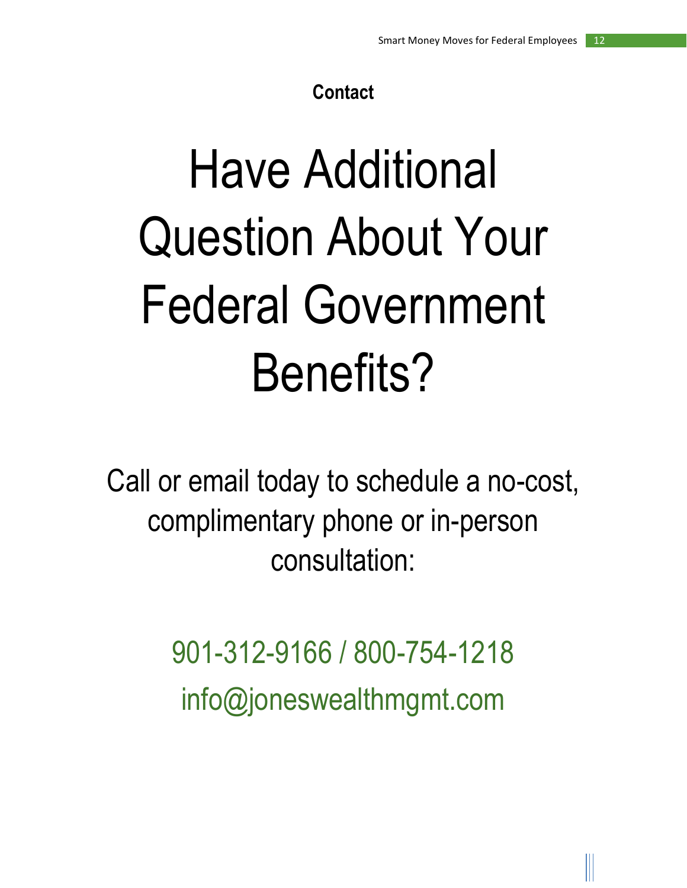## Contact

# Have Additional Question About Your Federal Government Benefits?

Call or email today to schedule a no-cost, complimentary phone or in-person consultation:

901-312-9166 / 800-754-1218

info@joneswealthmgmt.com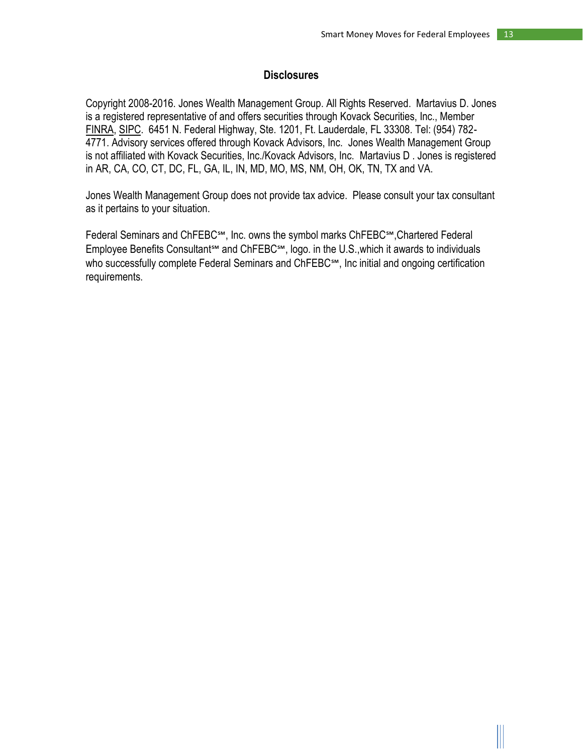## Disclosures

Copyright 2008-2016. Jones Wealth Management Group. All Rights Reserved. Martavius D. Jones is a registered representative of and offers securities through Kovack Securities, Inc., Member FINRA, SIPC. 6451 N. Federal Highway, Ste. 1201, Ft. Lauderdale, FL 33308. Tel: (954) 782-4771. Advisory services offered through Kovack Advisors, Inc. Jones Wealth Management Group is not affiliated with Kovack Securities, Inc./Kovack Advisors, Inc. Martavius D . Jones is registered in AR, CA, CO, CT, DC, FL, GA, IL, IN, MD, MO, MS, NM, OH, OK, TN, TX and VA.

Jones Wealth Management Group does not provide tax advice. Please consult your tax consultant as it pertains to your situation.

Federal Seminars and ChFEBC℠, Inc. owns the symbol marks ChFEBC℠,Chartered Federal Employee Benefits Consultant℠ and ChFEBC℠, logo. in the U.S.,which it awards to individuals who successfully complete Federal Seminars and ChFEBC℠, Inc initial and ongoing certification requirements.